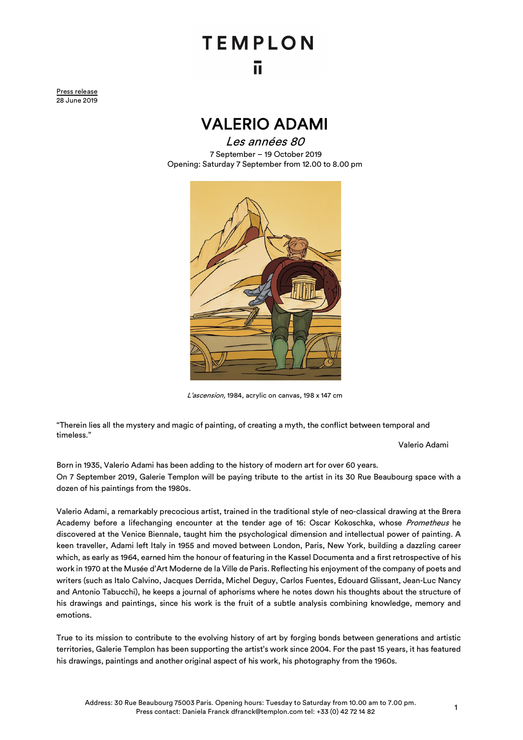TEMPLON

Press release
28 June 2019

# VALERIO ADAMI

## *Les années 80*

7 September – 19 October 2019
Opening: Saturday 7 September from 12.00 to 8.00 pm

*L'ascension,* 1984, acrylic on canvas, 198 x 147 cm

"Therein lies all the mystery and magic of painting, of creating a myth, the conflict between temporal and timeless."

Valerio Adami

Born in 1935, Valerio Adami has been adding to the history of modern art for over 60 years.
On 7 September 2019, Galerie Templon will be paying tribute to the artist in its 30 Rue Beaubourg space with a dozen of his paintings from the 1980s.

Valerio Adami, a remarkably precocious artist, trained in the traditional style of neo-classical drawing at the Brera Academy before a lifechanging encounter at the tender age of 16: Oscar Kokoschka, whose *Prometheus* he discovered at the Venice Biennale, taught him the psychological dimension and intellectual power of painting. A keen traveller, Adami left Italy in 1955 and moved between London, Paris, New York, building a dazzling career which, as early as 1964, earned him the honour of featuring in the Kassel Documenta and a first retrospective of his work in 1970 at the Musée d'Art Moderne de la Ville de Paris. Reflecting his enjoyment of the company of poets and writers (such as Italo Calvino, Jacques Derrida, Michel Deguy, Carlos Fuentes, Edouard Glissant, Jean-Luc Nancy and Antonio Tabucchi), he keeps a journal of aphorisms where he notes down his thoughts about the structure of his drawings and paintings, since his work is the fruit of a subtle analysis combining knowledge, memory and emotions.

True to its mission to contribute to the evolving history of art by forging bonds between generations and artistic territories, Galerie Templon has been supporting the artist's work since 2004. For the past 15 years, it has featured his drawings, paintings and another original aspect of his work, his photography from the 1960s.

Address: 30 Rue Beaubourg 75003 Paris. Opening hours: Tuesday to Saturday from 10.00 am to 7.00 pm.
Press contact: Daniela Franck dfranck@templon.com tel: +33 (0) 42 72 14 82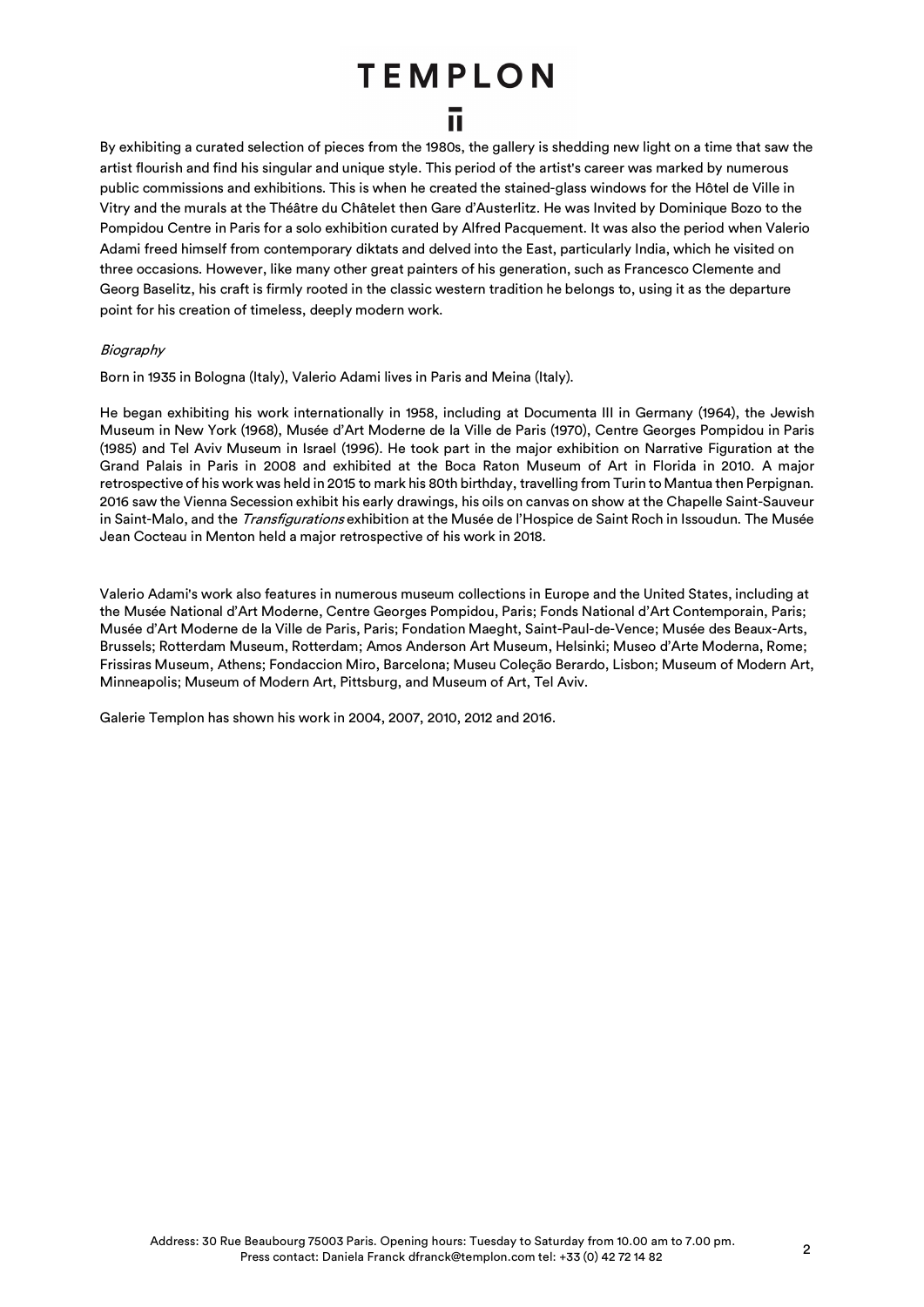By exhibiting a curated selection of pieces from the 1980s, the gallery is shedding new light on a time that saw the artist flourish and find his singular and unique style. This period of the artist's career was marked by numerous public commissions and exhibitions. This is when he created the stained-glass windows for the Hôtel de Ville in Vitry and the murals at the Théâtre du Châtelet then Gare d'Austerlitz. He was Invited by Dominique Bozo to the Pompidou Centre in Paris for a solo exhibition curated by Alfred Pacquement. It was also the period when Valerio Adami freed himself from contemporary diktats and delved into the East, particularly India, which he visited on three occasions. However, like many other great painters of his generation, such as Francesco Clemente and Georg Baselitz, his craft is firmly rooted in the classic western tradition he belongs to, using it as the departure point for his creation of timeless, deeply modern work.

*Biography*

Born in 1935 in Bologna (Italy), Valerio Adami lives in Paris and Meina (Italy).

He began exhibiting his work internationally in 1958, including at Documenta III in Germany (1964), the Jewish Museum in New York (1968), Musée d'Art Moderne de la Ville de Paris (1970), Centre Georges Pompidou in Paris (1985) and Tel Aviv Museum in Israel (1996). He took part in the major exhibition on Narrative Figuration at the Grand Palais in Paris in 2008 and exhibited at the Boca Raton Museum of Art in Florida in 2010. A major retrospective of his work was held in 2015 to mark his 80th birthday, travelling from Turin to Mantua then Perpignan. 2016 saw the Vienna Secession exhibit his early drawings, his oils on canvas on show at the Chapelle Saint-Sauveur in Saint-Malo, and the *Transfigurations* exhibition at the Musée de l'Hospice de Saint Roch in Issoudun. The Musée Jean Cocteau in Menton held a major retrospective of his work in 2018.

Valerio Adami's work also features in numerous museum collections in Europe and the United States, including at the Musée National d'Art Moderne, Centre Georges Pompidou, Paris; Fonds National d'Art Contemporain, Paris; Musée d'Art Moderne de la Ville de Paris, Paris; Fondation Maeght, Saint-Paul-de-Vence; Musée des Beaux-Arts, Brussels; Rotterdam Museum, Rotterdam; Amos Anderson Art Museum, Helsinki; Museo d'Arte Moderna, Rome; Frissiras Museum, Athens; Fondaccion Miro, Barcelona; Museu Coleção Berardo, Lisbon; Museum of Modern Art, Minneapolis; Museum of Modern Art, Pittsburg, and Museum of Art, Tel Aviv.

Galerie Templon has shown his work in 2004, 2007, 2010, 2012 and 2016.

Address: 30 Rue Beaubourg 75003 Paris. Opening hours: Tuesday to Saturday from 10.00 am to 7.00 pm.
Press contact: Daniela Franck dfranck@templon.com tel: +33 (0) 42 72 14 82